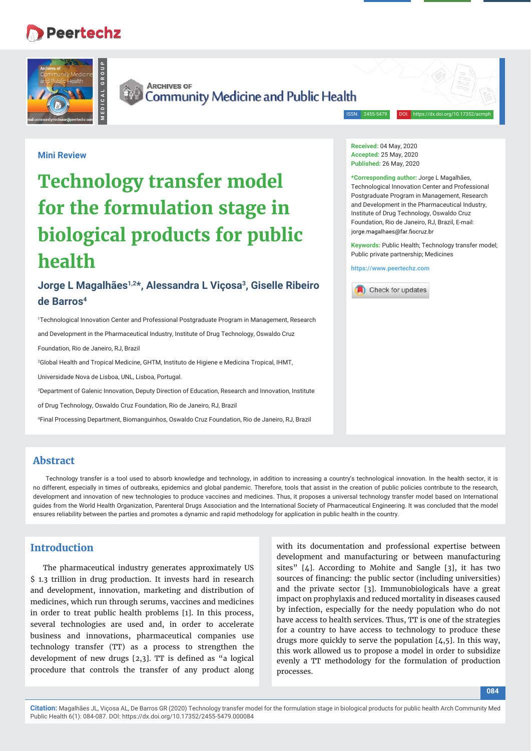Mini Review

# Technology transfer model for the formulation stage in biological products for public health

**Jorge L Magalhães[1,2]*, Alessandra L Viçosa[3], Giselle Ribeiro de Barros[4]**

[1]Technological Innovation Center and Professional Postgraduate Program in Management, Research and Development in the Pharmaceutical Industry, Institute of Drug Technology, Oswaldo Cruz Foundation, Rio de Janeiro, RJ, Brazil

[2]Global Health and Tropical Medicine, GHTM, Instituto de Higiene e Medicina Tropical, IHMT, Universidade Nova de Lisboa, UNL, Lisboa, Portugal.

[3]Department of Galenic Innovation, Deputy Direction of Education, Research and Innovation, Institute of Drug Technology, Oswaldo Cruz Foundation, Rio de Janeiro, RJ, Brazil

[4]Final Processing Department, Biomanguinhos, Oswaldo Cruz Foundation, Rio de Janeiro, RJ, Brazil

**Received:** 04 May, 2020
**Accepted:** 25 May, 2020
**Published:** 26 May, 2020

***Corresponding author:** Jorge L Magalhães, Technological Innovation Center and Professional Postgraduate Program in Management, Research and Development in the Pharmaceutical Industry, Institute of Drug Technology, Oswaldo Cruz Foundation, Rio de Janeiro, RJ, Brazil, E-mail: jorge.magalhaes@far.fiocruz.br

**Keywords:** Public Health; Technology transfer model; Public private partnership; Medicines

https://www.peertechz.com

## Abstract

Technology transfer is a tool used to absorb knowledge and technology, in addition to increasing a country's technological innovation. In the health sector, it is no different, especially in times of outbreaks, epidemics and global pandemic. Therefore, tools that assist in the creation of public policies contribute to the research, development and innovation of new technologies to produce vaccines and medicines. Thus, it proposes a universal technology transfer model based on International guides from the World Health Organization, Parenteral Drugs Association and the International Society of Pharmaceutical Engineering. It was concluded that the model ensures reliability between the parties and promotes a dynamic and rapid methodology for application in public health in the country.

## Introduction

The pharmaceutical industry generates approximately US $ 1.3 trillion in drug production. It invests hard in research and development, innovation, marketing and distribution of medicines, which run through serums, vaccines and medicines in order to treat public health problems [1]. In this process, several technologies are used and, in order to accelerate business and innovations, pharmaceutical companies use technology transfer (TT) as a process to strengthen the development of new drugs [2,3]. TT is defined as "a logical procedure that controls the transfer of any product along with its documentation and professional expertise between development and manufacturing or between manufacturing sites" [4]. According to Mohite and Sangle [3], it has two sources of financing: the public sector (including universities) and the private sector [3]. Immunobiologicals have a great impact on prophylaxis and reduced mortality in diseases caused by infection, especially for the needy population who do not have access to health services. Thus, TT is one of the strategies for a country to have access to technology to produce these drugs more quickly to serve the population [4,5]. In this way, this work allowed us to propose a model in order to subsidize evenly a TT methodology for the formulation of production processes.

**Citation:** Magalhães JL, Viçosa AL, De Barros GR (2020) Technology transfer model for the formulation stage in biological products for public health Arch Community Med Public Health 6(1): 084-087. DOI: https://dx.doi.org/10.17352/2455-5479.000084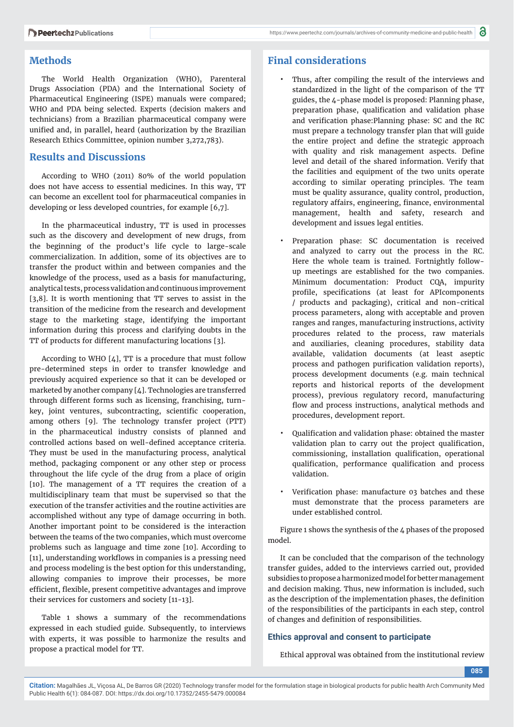## Methods

The World Health Organization (WHO), Parenteral Drugs Association (PDA) and the International Society of Pharmaceutical Engineering (ISPE) manuals were compared; WHO and PDA being selected. Experts (decision makers and technicians) from a Brazilian pharmaceutical company were unified and, in parallel, heard (authorization by the Brazilian Research Ethics Committee, opinion number 3,272,783).

## Results and Discussions

According to WHO (2011) 80% of the world population does not have access to essential medicines. In this way, TT can become an excellent tool for pharmaceutical companies in developing or less developed countries, for example [6,7].

In the pharmaceutical industry, TT is used in processes such as the discovery and development of new drugs, from the beginning of the product's life cycle to large-scale commercialization. In addition, some of its objectives are to transfer the product within and between companies and the knowledge of the process, used as a basis for manufacturing, analytical tests, process validation and continuous improvement [3,8]. It is worth mentioning that TT serves to assist in the transition of the medicine from the research and development stage to the marketing stage, identifying the important information during this process and clarifying doubts in the TT of products for different manufacturing locations [3].

According to WHO [4], TT is a procedure that must follow pre-determined steps in order to transfer knowledge and previously acquired experience so that it can be developed or marketed by another company [4]. Technologies are transferred through different forms such as licensing, franchising, turn-key, joint ventures, subcontracting, scientific cooperation, among others [9]. The technology transfer project (PTT) in the pharmaceutical industry consists of planned and controlled actions based on well-defined acceptance criteria. They must be used in the manufacturing process, analytical method, packaging component or any other step or process throughout the life cycle of the drug from a place of origin [10]. The management of a TT requires the creation of a multidisciplinary team that must be supervised so that the execution of the transfer activities and the routine activities are accomplished without any type of damage occurring in both. Another important point to be considered is the interaction between the teams of the two companies, which must overcome problems such as language and time zone [10]. According to [11], understanding workflows in companies is a pressing need and process modeling is the best option for this understanding, allowing companies to improve their processes, be more efficient, flexible, present competitive advantages and improve their services for customers and society [11-13].

Table 1 shows a summary of the recommendations expressed in each studied guide. Subsequently, to interviews with experts, it was possible to harmonize the results and propose a practical model for TT.

## Final considerations

- Thus, after compiling the result of the interviews and standardized in the light of the comparison of the TT guides, the 4-phase model is proposed: Planning phase, preparation phase, qualification and validation phase and verification phase:Planning phase: SC and the RC must prepare a technology transfer plan that will guide the entire project and define the strategic approach with quality and risk management aspects. Define level and detail of the shared information. Verify that the facilities and equipment of the two units operate according to similar operating principles. The team must be quality assurance, quality control, production, regulatory affairs, engineering, finance, environmental management, health and safety, research and development and issues legal entities.

- Preparation phase: SC documentation is received and analyzed to carry out the process in the RC. Here the whole team is trained. Fortnightly follow-up meetings are established for the two companies. Minimum documentation: Product CQA, impurity profile, specifications (at least for APIcomponents / products and packaging), critical and non-critical process parameters, along with acceptable and proven ranges and ranges, manufacturing instructions, activity procedures related to the process, raw materials and auxiliaries, cleaning procedures, stability data available, validation documents (at least aseptic process and pathogen purification validation reports), process development documents (e.g. main technical reports and historical reports of the development process), previous regulatory record, manufacturing flow and process instructions, analytical methods and procedures, development report.

- Qualification and validation phase: obtained the master validation plan to carry out the project qualification, commissioning, installation qualification, operational qualification, performance qualification and process validation.

- Verification phase: manufacture 03 batches and these must demonstrate that the process parameters are under established control.

Figure 1 shows the synthesis of the 4 phases of the proposed model.

It can be concluded that the comparison of the technology transfer guides, added to the interviews carried out, provided subsidies to propose a harmonized model for better management and decision making. Thus, new information is included, such as the description of the implementation phases, the definition of the responsibilities of the participants in each step, control of changes and definition of responsibilities.

### Ethics approval and consent to participate

Ethical approval was obtained from the institutional review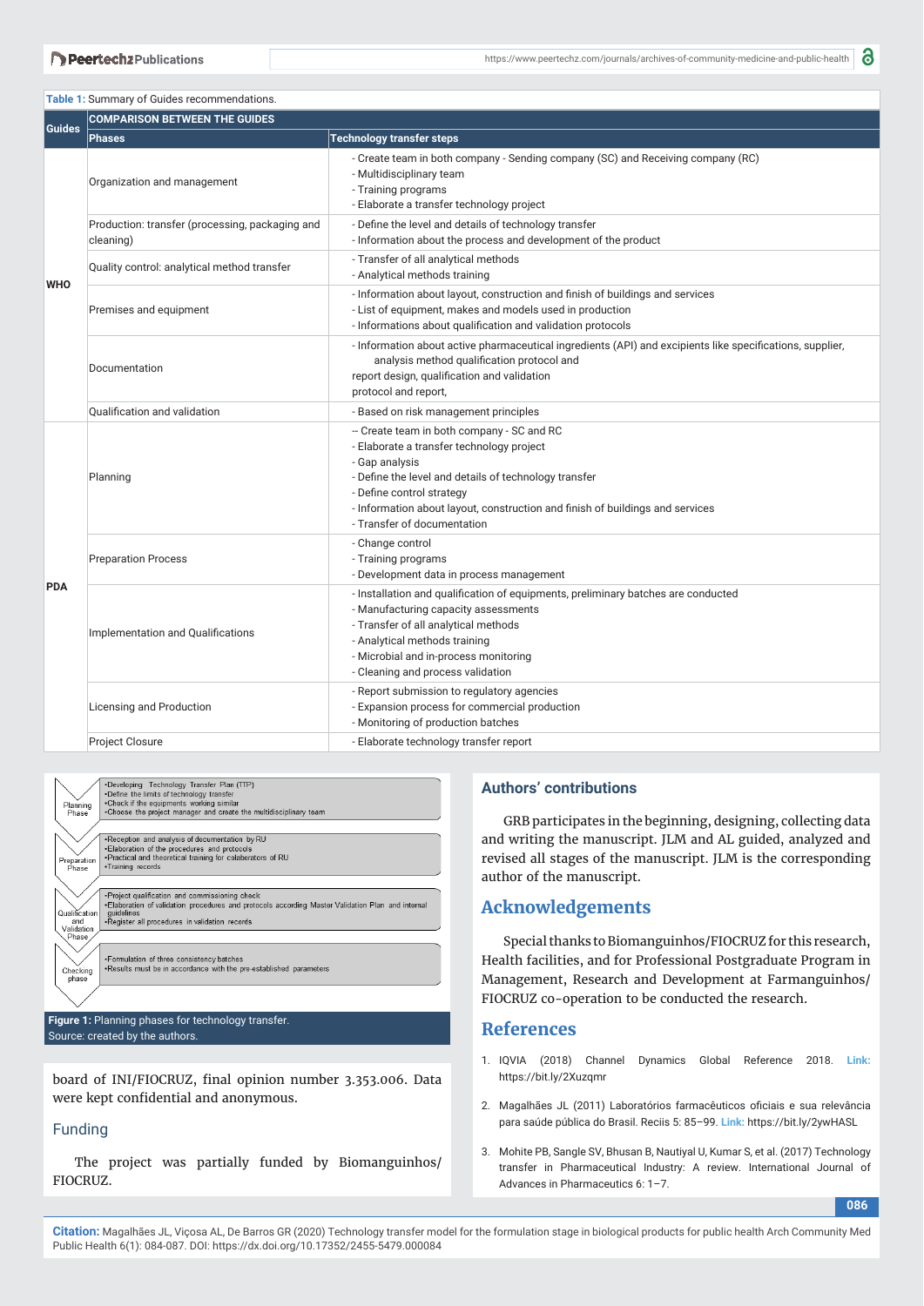**Table 1:** Summary of Guides recommendations.

| Guides | COMPARISON BETWEEN THE GUIDES | |
|---|---|---|
| | Phases | Technology transfer steps |
| WHO | Organization and management | - Create team in both company - Sending company (SC) and Receiving company (RC)<br>- Multidisciplinary team<br>- Training programs<br>- Elaborate a transfer technology project |
| | Production: transfer (processing, packaging and cleaning) | - Define the level and details of technology transfer<br>- Information about the process and development of the product |
| | Quality control: analytical method transfer | - Transfer of all analytical methods<br>- Analytical methods training |
| | Premises and equipment | - Information about layout, construction and finish of buildings and services<br>- List of equipment, makes and models used in production<br>- Informations about qualification and validation protocols |
| | Documentation | - Information about active pharmaceutical ingredients (API) and excipients like specifications, supplier, analysis method qualification protocol and report design, qualification and validation protocol and report, |
| | Qualification and validation | - Based on risk management principles |
| PDA | Planning | -- Create team in both company - SC and RC<br>- Elaborate a transfer technology project<br>- Gap analysis<br>- Define the level and details of technology transfer<br>- Define control strategy<br>- Information about layout, construction and finish of buildings and services<br>- Transfer of documentation |
| | Preparation Process | - Change control<br>- Training programs<br>- Development data in process management |
| | Implementation and Qualifications | - Installation and qualification of equipments, preliminary batches are conducted<br>- Manufacturing capacity assessments<br>- Transfer of all analytical methods<br>- Analytical methods training<br>- Microbial and in-process monitoring<br>- Cleaning and process validation |
| | Licensing and Production | - Report submission to regulatory agencies<br>- Expansion process for commercial production<br>- Monitoring of production batches |
| | Project Closure | - Elaborate technology transfer report |

| Phase | Activities |
|---|---|
| Planning Phase | •Developing Technology Transfer Plan (TTP)<br>•Define the limits of technology transfer<br>•Check if the equipments working similar<br>•Choose the project manager and create the multidisciplinary team |
| Preparation Phase | •Reception and analysis of documentation by RU<br>•Elaboration of the procedures and protocols<br>•Practical and theoretical training for collaborators of RU<br>•Training records |
| Qualification and Validation Phase | •Project qualification and commissioning check<br>•Elaboration of validation procedures and protocols according Master Validation Plan and internal guidelines<br>•Register all procedures in validation records |
| Checking phase | •Formulation of three consistency batches<br>•Results must be in accordance with the pre-established parameters |

**Figure 1:** Planning phases for technology transfer.
Source: created by the authors.

board of INI/FIOCRUZ, final opinion number 3.353.006. Data were kept confidential and anonymous.

### Funding

The project was partially funded by Biomanguinhos/FIOCRUZ.

### Authors' contributions

GRB participates in the beginning, designing, collecting data and writing the manuscript. JLM and AL guided, analyzed and revised all stages of the manuscript. JLM is the corresponding author of the manuscript.

## Acknowledgements

Special thanks to Biomanguinhos/FIOCRUZ for this research, Health facilities, and for Professional Postgraduate Program in Management, Research and Development at Farmanguinhos/FIOCRUZ co-operation to be conducted the research.

## References

1. IQVIA (2018) Channel Dynamics Global Reference 2018. **Link:** https://bit.ly/2Xuzqmr
2. Magalhães JL (2011) Laboratórios farmacêuticos oficiais e sua relevância para saúde pública do Brasil. Reciis 5: 85–99. **Link:** https://bit.ly/2ywHASL
3. Mohite PB, Sangle SV, Bhusan B, Nautiyal U, Kumar S, et al. (2017) Technology transfer in Pharmaceutical Industry: A review. International Journal of Advances in Pharmaceutics 6: 1–7.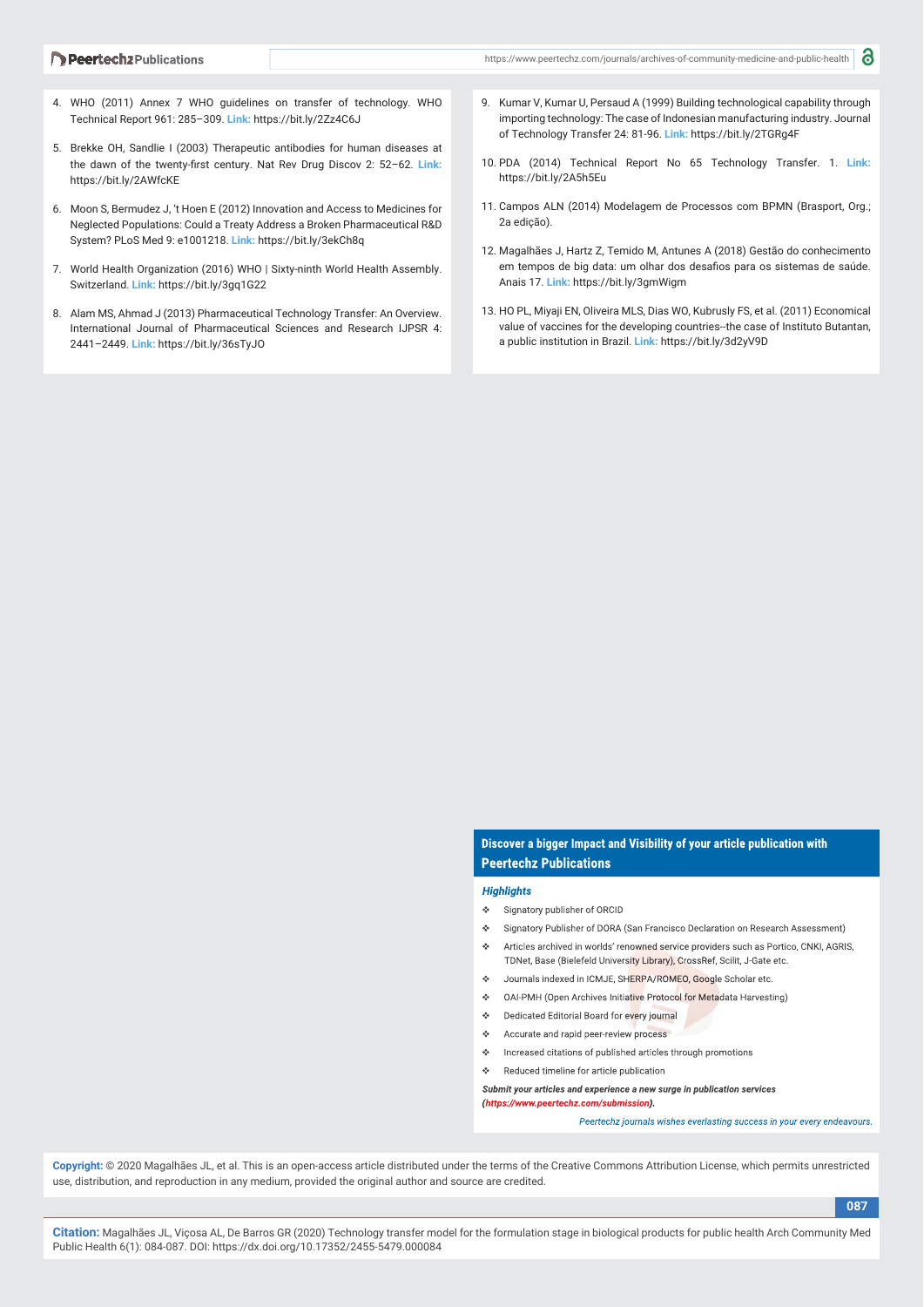4. WHO (2011) Annex 7 WHO guidelines on transfer of technology. WHO Technical Report 961: 285–309. **Link:** https://bit.ly/2Zz4C6J

5. Brekke OH, Sandlie I (2003) Therapeutic antibodies for human diseases at the dawn of the twenty-first century. Nat Rev Drug Discov 2: 52–62. **Link:** https://bit.ly/2AWfcKE

6. Moon S, Bermudez J, 't Hoen E (2012) Innovation and Access to Medicines for Neglected Populations: Could a Treaty Address a Broken Pharmaceutical R&D System? PLoS Med 9: e1001218. **Link:** https://bit.ly/3ekCh8q

7. World Health Organization (2016) WHO | Sixty-ninth World Health Assembly. Switzerland. **Link:** https://bit.ly/3gq1G22

8. Alam MS, Ahmad J (2013) Pharmaceutical Technology Transfer: An Overview. International Journal of Pharmaceutical Sciences and Research IJPSR 4: 2441–2449. **Link:** https://bit.ly/36sTyJO

9. Kumar V, Kumar U, Persaud A (1999) Building technological capability through importing technology: The case of Indonesian manufacturing industry. Journal of Technology Transfer 24: 81-96. **Link:** https://bit.ly/2TGRg4F

10. PDA (2014) Technical Report No 65 Technology Transfer. 1. **Link:** https://bit.ly/2A5h5Eu

11. Campos ALN (2014) Modelagem de Processos com BPMN (Brasport, Org.; 2a edição).

12. Magalhães J, Hartz Z, Temido M, Antunes A (2018) Gestão do conhecimento em tempos de big data: um olhar dos desafios para os sistemas de saúde. Anais 17. **Link:** https://bit.ly/3gmWigm

13. HO PL, Miyaji EN, Oliveira MLS, Dias WO, Kubrusly FS, et al. (2011) Economical value of vaccines for the developing countries--the case of Instituto Butantan, a public institution in Brazil. **Link:** https://bit.ly/3d2yV9D

**Discover a bigger Impact and Visibility of your article publication with Peertechz Publications**

***Highlights***

- Signatory publisher of ORCID
- Signatory Publisher of DORA (San Francisco Declaration on Research Assessment)
- Articles archived in worlds' renowned service providers such as Portico, CNKI, AGRIS, TDNet, Base (Bielefeld University Library), CrossRef, Scilit, J-Gate etc.
- Journals indexed in ICMJE, SHERPA/ROMEO, Google Scholar etc.
- OAI-PMH (Open Archives Initiative Protocol for Metadata Harvesting)
- Dedicated Editorial Board for every journal
- Accurate and rapid peer-review process
- Increased citations of published articles through promotions
- Reduced timeline for article publication

***Submit your articles and experience a new surge in publication services (https://www.peertechz.com/submission).***

*Peertechz journals wishes everlasting success in your every endeavours.*

**Copyright:** © 2020 Magalhães JL, et al. This is an open-access article distributed under the terms of the Creative Commons Attribution License, which permits unrestricted use, distribution, and reproduction in any medium, provided the original author and source are credited.

**Citation:** Magalhães JL, Viçosa AL, De Barros GR (2020) Technology transfer model for the formulation stage in biological products for public health Arch Community Med Public Health 6(1): 084-087. DOI: https://dx.doi.org/10.17352/2455-5479.000084